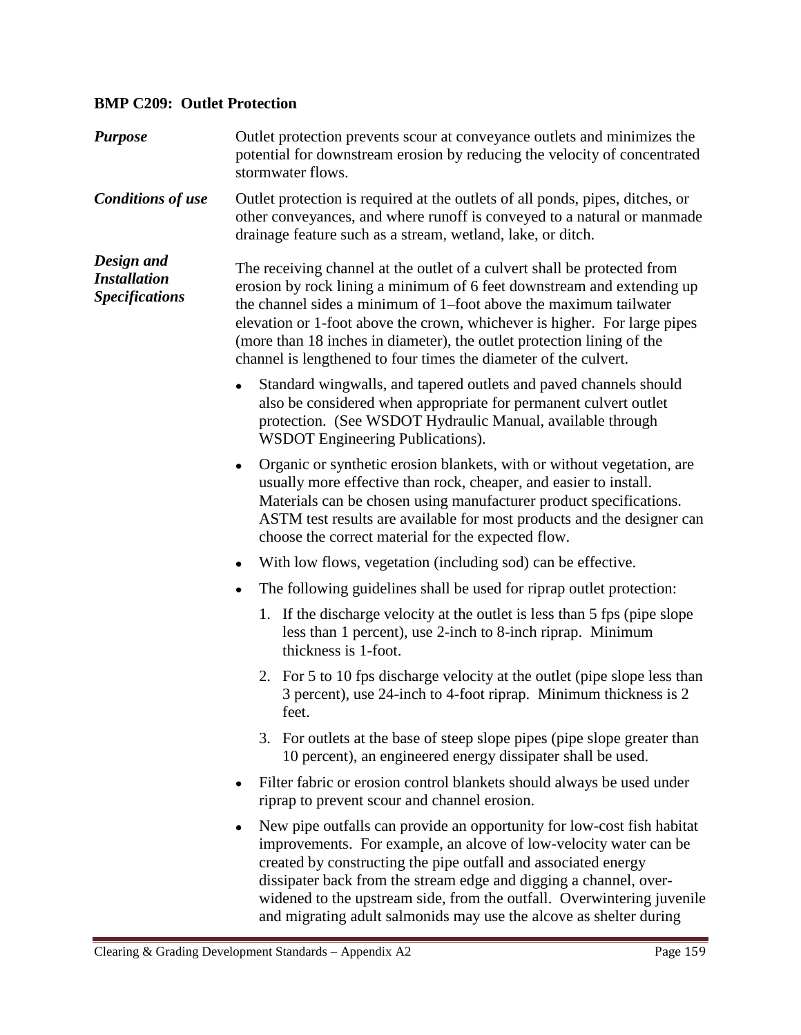### BMP C209: Outlet Protection

***Purpose***

Outlet protection prevents scour at conveyance outlets and minimizes the potential for downstream erosion by reducing the velocity of concentrated stormwater flows.

***Conditions of use***

Outlet protection is required at the outlets of all ponds, pipes, ditches, or other conveyances, and where runoff is conveyed to a natural or manmade drainage feature such as a stream, wetland, lake, or ditch.

***Design and Installation Specifications***

The receiving channel at the outlet of a culvert shall be protected from erosion by rock lining a minimum of 6 feet downstream and extending up the channel sides a minimum of 1–foot above the maximum tailwater elevation or 1-foot above the crown, whichever is higher. For large pipes (more than 18 inches in diameter), the outlet protection lining of the channel is lengthened to four times the diameter of the culvert.

- Standard wingwalls, and tapered outlets and paved channels should also be considered when appropriate for permanent culvert outlet protection. (See WSDOT Hydraulic Manual, available through WSDOT Engineering Publications).
- Organic or synthetic erosion blankets, with or without vegetation, are usually more effective than rock, cheaper, and easier to install. Materials can be chosen using manufacturer product specifications. ASTM test results are available for most products and the designer can choose the correct material for the expected flow.
- With low flows, vegetation (including sod) can be effective.
- The following guidelines shall be used for riprap outlet protection:
    1. If the discharge velocity at the outlet is less than 5 fps (pipe slope less than 1 percent), use 2-inch to 8-inch riprap. Minimum thickness is 1-foot.
    2. For 5 to 10 fps discharge velocity at the outlet (pipe slope less than 3 percent), use 24-inch to 4-foot riprap. Minimum thickness is 2 feet.
    3. For outlets at the base of steep slope pipes (pipe slope greater than 10 percent), an engineered energy dissipater shall be used.
- Filter fabric or erosion control blankets should always be used under riprap to prevent scour and channel erosion.
- New pipe outfalls can provide an opportunity for low-cost fish habitat improvements. For example, an alcove of low-velocity water can be created by constructing the pipe outfall and associated energy dissipater back from the stream edge and digging a channel, over-widened to the upstream side, from the outfall. Overwintering juvenile and migrating adult salmonids may use the alcove as shelter during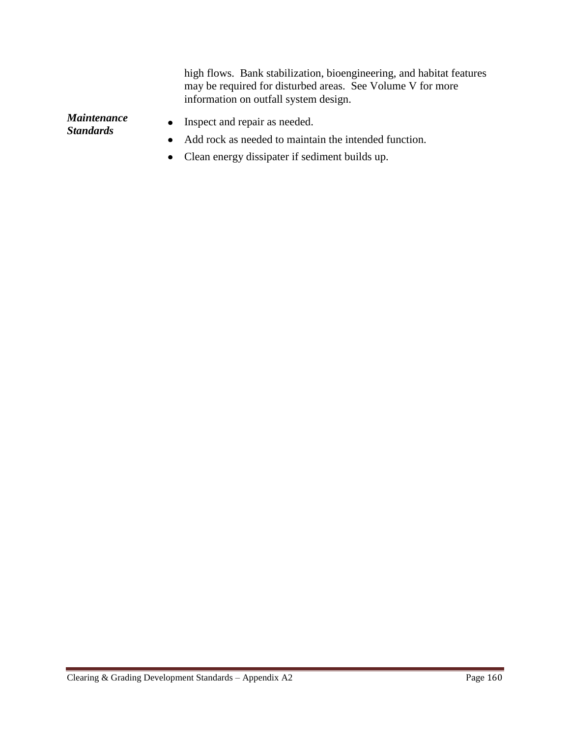high flows. Bank stabilization, bioengineering, and habitat features may be required for disturbed areas. See Volume V for more information on outfall system design.

***Maintenance Standards***

- Inspect and repair as needed.
- Add rock as needed to maintain the intended function.
- Clean energy dissipater if sediment builds up.